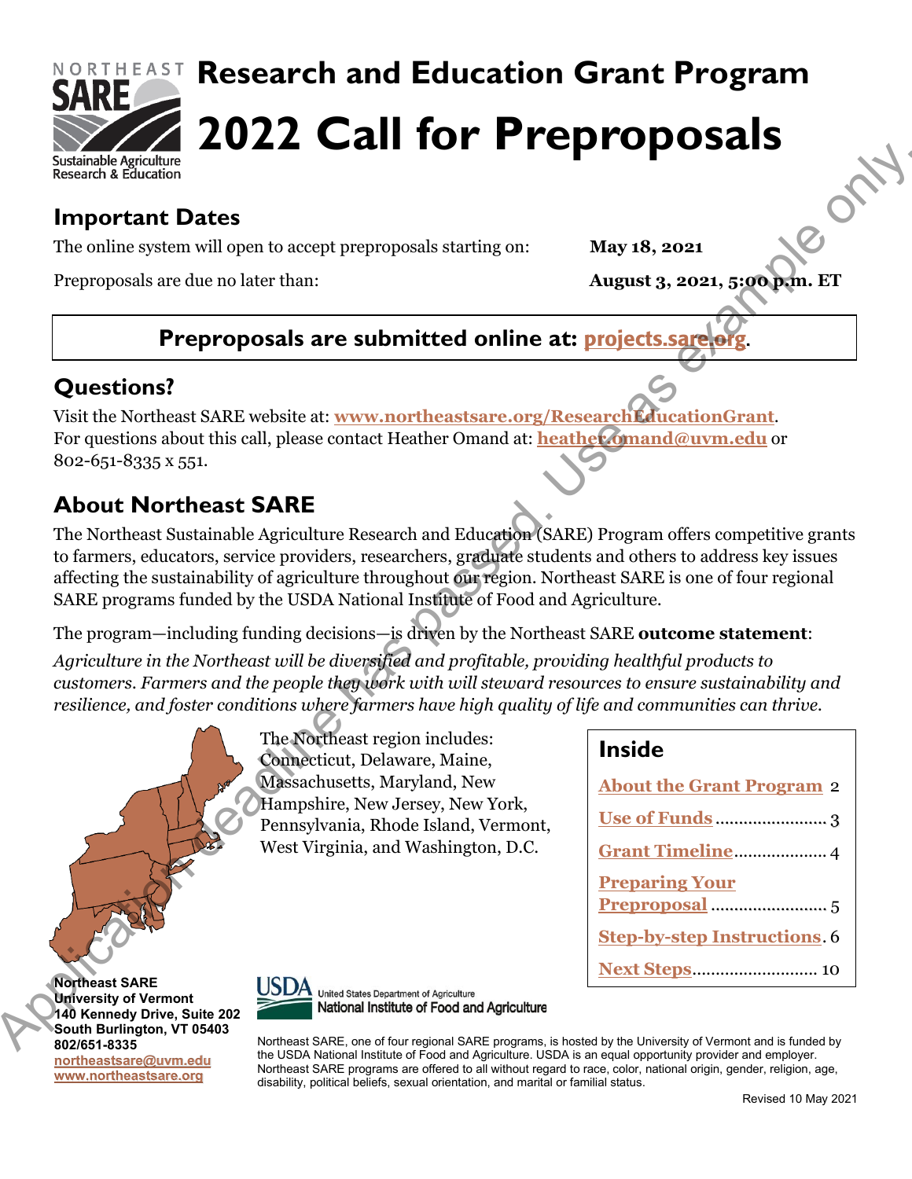NORTHEAST SARE

Sustainable Agriculture Research & Education

# Research and Education Grant Program

# 2022 Call for Preproposals

Application deadline has passed. Use as example only.

## Important Dates

The online system will open to accept preproposals starting on: **May 18, 2021**

Preproposals are due no later than: **August 3, 2021, 5:00 p.m. ET**

**Preproposals are submitted online at: projects.sare.org.**

## Questions?

Visit the Northeast SARE website at: **www.northeastsare.org/ResearchEducationGrant**.
For questions about this call, please contact Heather Omand at: **heather.omand@uvm.edu** or 802-651-8335 x 551.

## About Northeast SARE

The Northeast Sustainable Agriculture Research and Education (SARE) Program offers competitive grants to farmers, educators, service providers, researchers, graduate students and others to address key issues affecting the sustainability of agriculture throughout our region. Northeast SARE is one of four regional SARE programs funded by the USDA National Institute of Food and Agriculture.

The program—including funding decisions—is driven by the Northeast SARE **outcome statement**:

*Agriculture in the Northeast will be diversified and profitable, providing healthful products to customers. Farmers and the people they work with will steward resources to ensure sustainability and resilience, and foster conditions where farmers have high quality of life and communities can thrive.*

The Northeast region includes: Connecticut, Delaware, Maine, Massachusetts, Maryland, New Hampshire, New Jersey, New York, Pennsylvania, Rhode Island, Vermont, West Virginia, and Washington, D.C.

## Inside

- About the Grant Program 2
- Use of Funds 3
- Grant Timeline 4
- Preparing Your Preproposal 5
- Step-by-step Instructions 6
- Next Steps 10

**Northeast SARE**
**University of Vermont**
**140 Kennedy Drive, Suite 202**
**South Burlington, VT 05403**
**802/651-8335**
**northeastsare@uvm.edu**
**www.northeastsare.org**

USDA United States Department of Agriculture National Institute of Food and Agriculture

Northeast SARE, one of four regional SARE programs, is hosted by the University of Vermont and is funded by the USDA National Institute of Food and Agriculture. USDA is an equal opportunity provider and employer. Northeast SARE programs are offered to all without regard to race, color, national origin, gender, religion, age, disability, political beliefs, sexual orientation, and marital or familial status.

Revised 10 May 2021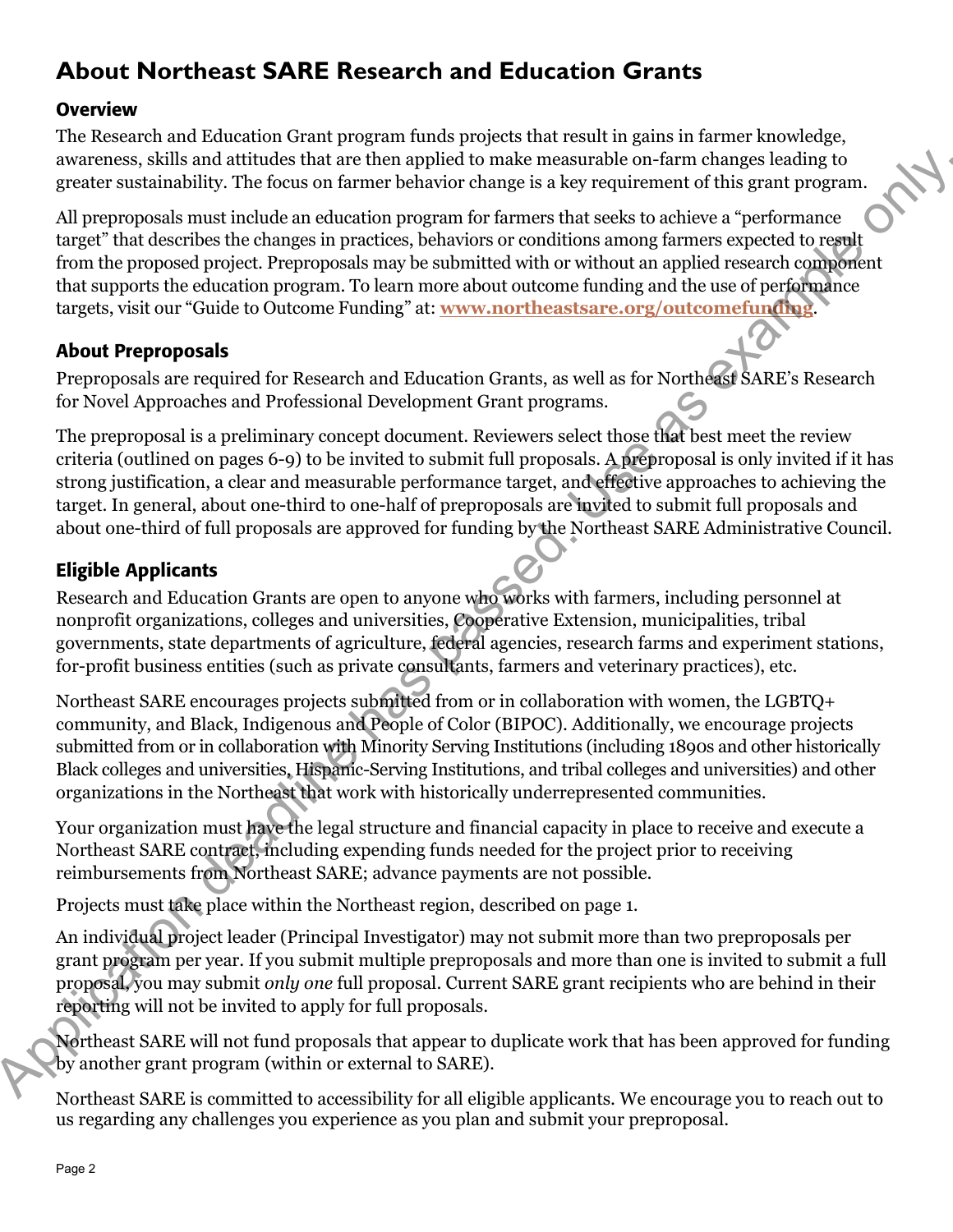# About Northeast SARE Research and Education Grants

## Overview

The Research and Education Grant program funds projects that result in gains in farmer knowledge, awareness, skills and attitudes that are then applied to make measurable on-farm changes leading to greater sustainability. The focus on farmer behavior change is a key requirement of this grant program.

All preproposals must include an education program for farmers that seeks to achieve a "performance target" that describes the changes in practices, behaviors or conditions among farmers expected to result from the proposed project. Preproposals may be submitted with or without an applied research component that supports the education program. To learn more about outcome funding and the use of performance targets, visit our "Guide to Outcome Funding" at: **www.northeastsare.org/outcomefunding**.

## About Preproposals

Preproposals are required for Research and Education Grants, as well as for Northeast SARE's Research for Novel Approaches and Professional Development Grant programs.

The preproposal is a preliminary concept document. Reviewers select those that best meet the review criteria (outlined on pages 6-9) to be invited to submit full proposals. A preproposal is only invited if it has strong justification, a clear and measurable performance target, and effective approaches to achieving the target. In general, about one-third to one-half of preproposals are invited to submit full proposals and about one-third of full proposals are approved for funding by the Northeast SARE Administrative Council.

## Eligible Applicants

Research and Education Grants are open to anyone who works with farmers, including personnel at nonprofit organizations, colleges and universities, Cooperative Extension, municipalities, tribal governments, state departments of agriculture, federal agencies, research farms and experiment stations, for-profit business entities (such as private consultants, farmers and veterinary practices), etc.

Northeast SARE encourages projects submitted from or in collaboration with women, the LGBTQ+ community, and Black, Indigenous and People of Color (BIPOC). Additionally, we encourage projects submitted from or in collaboration with Minority Serving Institutions (including 1890s and other historically Black colleges and universities, Hispanic-Serving Institutions, and tribal colleges and universities) and other organizations in the Northeast that work with historically underrepresented communities.

Your organization must have the legal structure and financial capacity in place to receive and execute a Northeast SARE contract, including expending funds needed for the project prior to receiving reimbursements from Northeast SARE; advance payments are not possible.

Projects must take place within the Northeast region, described on page 1.

An individual project leader (Principal Investigator) may not submit more than two preproposals per grant program per year. If you submit multiple preproposals and more than one is invited to submit a full proposal, you may submit *only one* full proposal. Current SARE grant recipients who are behind in their reporting will not be invited to apply for full proposals.

Northeast SARE will not fund proposals that appear to duplicate work that has been approved for funding by another grant program (within or external to SARE).

Northeast SARE is committed to accessibility for all eligible applicants. We encourage you to reach out to us regarding any challenges you experience as you plan and submit your preproposal.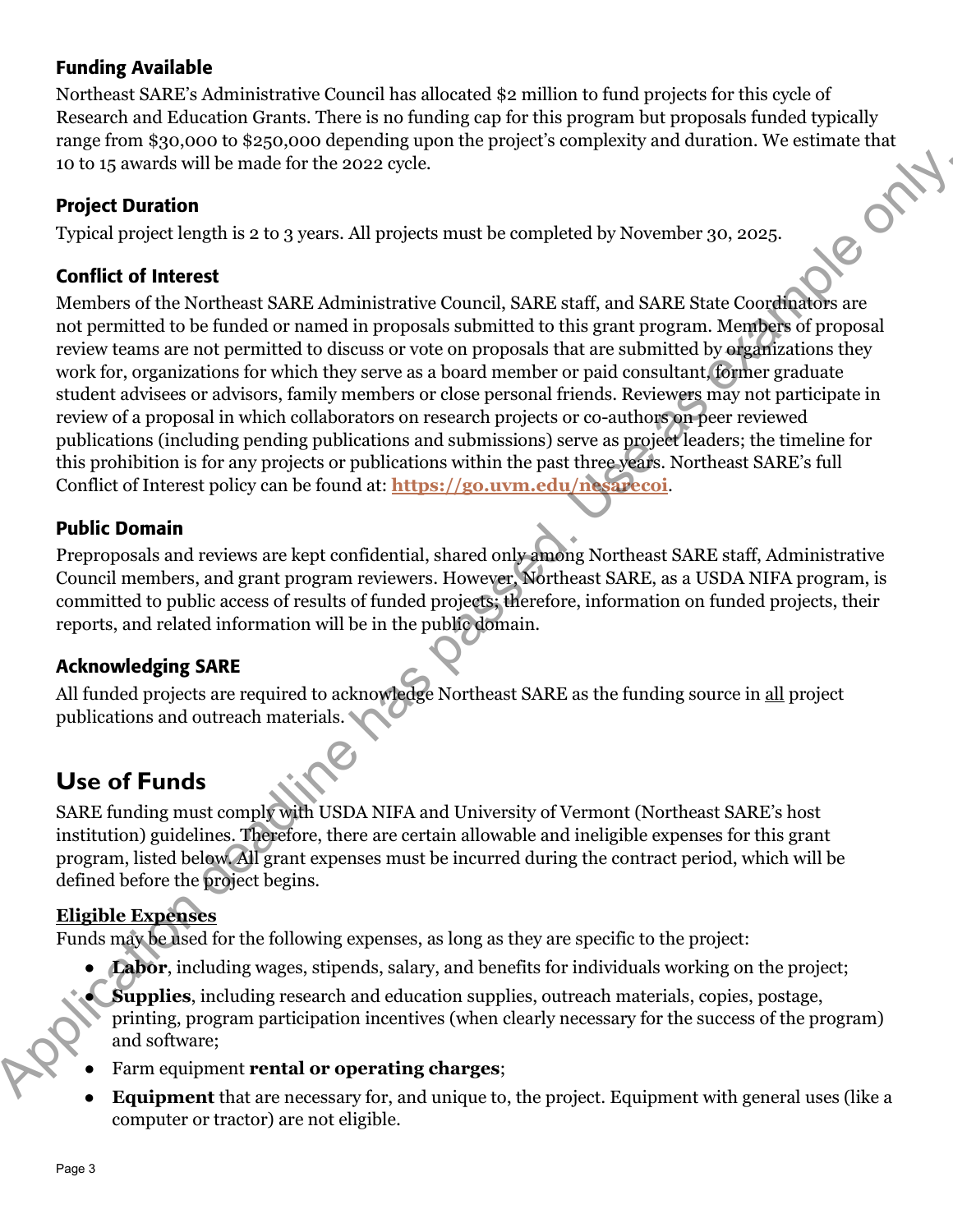### Funding Available

Northeast SARE's Administrative Council has allocated $2 million to fund projects for this cycle of Research and Education Grants. There is no funding cap for this program but proposals funded typically range from $30,000 to $250,000 depending upon the project's complexity and duration. We estimate that 10 to 15 awards will be made for the 2022 cycle.

### Project Duration

Typical project length is 2 to 3 years. All projects must be completed by November 30, 2025.

### Conflict of Interest

Members of the Northeast SARE Administrative Council, SARE staff, and SARE State Coordinators are not permitted to be funded or named in proposals submitted to this grant program. Members of proposal review teams are not permitted to discuss or vote on proposals that are submitted by organizations they work for, organizations for which they serve as a board member or paid consultant, former graduate student advisees or advisors, family members or close personal friends. Reviewers may not participate in review of a proposal in which collaborators on research projects or co-authors on peer reviewed publications (including pending publications and submissions) serve as project leaders; the timeline for this prohibition is for any projects or publications within the past three years. Northeast SARE's full Conflict of Interest policy can be found at: **https://go.uvm.edu/nesarecoi**.

### Public Domain

Preproposals and reviews are kept confidential, shared only among Northeast SARE staff, Administrative Council members, and grant program reviewers. However, Northeast SARE, as a USDA NIFA program, is committed to public access of results of funded projects; therefore, information on funded projects, their reports, and related information will be in the public domain.

### Acknowledging SARE

All funded projects are required to acknowledge Northeast SARE as the funding source in all project publications and outreach materials.

## Use of Funds

SARE funding must comply with USDA NIFA and University of Vermont (Northeast SARE's host institution) guidelines. Therefore, there are certain allowable and ineligible expenses for this grant program, listed below. All grant expenses must be incurred during the contract period, which will be defined before the project begins.

**Eligible Expenses**

Funds may be used for the following expenses, as long as they are specific to the project:

- **Labor**, including wages, stipends, salary, and benefits for individuals working on the project;
- **Supplies**, including research and education supplies, outreach materials, copies, postage, printing, program participation incentives (when clearly necessary for the success of the program) and software;
- Farm equipment **rental or operating charges**;
- **Equipment** that are necessary for, and unique to, the project. Equipment with general uses (like a computer or tractor) are not eligible.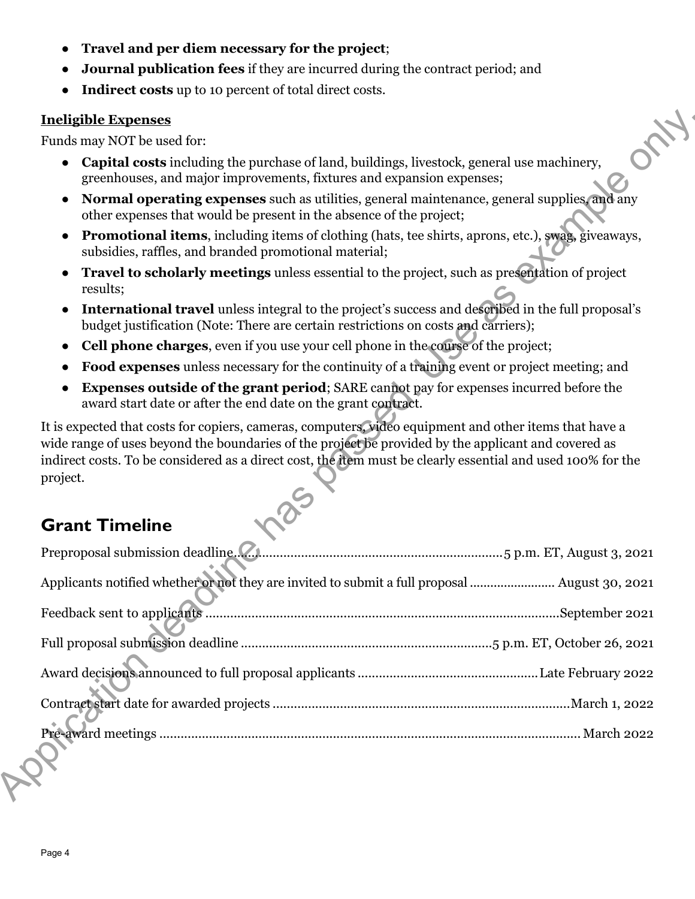- **Travel and per diem necessary for the project**;
- **Journal publication fees** if they are incurred during the contract period; and
- **Indirect costs** up to 10 percent of total direct costs.

**Ineligible Expenses**

Funds may NOT be used for:

- **Capital costs** including the purchase of land, buildings, livestock, general use machinery, greenhouses, and major improvements, fixtures and expansion expenses;
- **Normal operating expenses** such as utilities, general maintenance, general supplies, and any other expenses that would be present in the absence of the project;
- **Promotional items**, including items of clothing (hats, tee shirts, aprons, etc.), swag, giveaways, subsidies, raffles, and branded promotional material;
- **Travel to scholarly meetings** unless essential to the project, such as presentation of project results;
- **International travel** unless integral to the project's success and described in the full proposal's budget justification (Note: There are certain restrictions on costs and carriers);
- **Cell phone charges**, even if you use your cell phone in the course of the project;
- **Food expenses** unless necessary for the continuity of a training event or project meeting; and
- **Expenses outside of the grant period**; SARE cannot pay for expenses incurred before the award start date or after the end date on the grant contract.

It is expected that costs for copiers, cameras, computers, video equipment and other items that have a wide range of uses beyond the boundaries of the project be provided by the applicant and covered as indirect costs. To be considered as a direct cost, the item must be clearly essential and used 100% for the project.

## Grant Timeline

Preproposal submission deadline .......... 5 p.m. ET, August 3, 2021

Applicants notified whether or not they are invited to submit a full proposal .......... August 30, 2021

Feedback sent to applicants .......... September 2021

Full proposal submission deadline .......... 5 p.m. ET, October 26, 2021

Award decisions announced to full proposal applicants .......... Late February 2022

Contract start date for awarded projects .......... March 1, 2022

Pre-award meetings .......... March 2022

Application deadline has passed. Use as example only.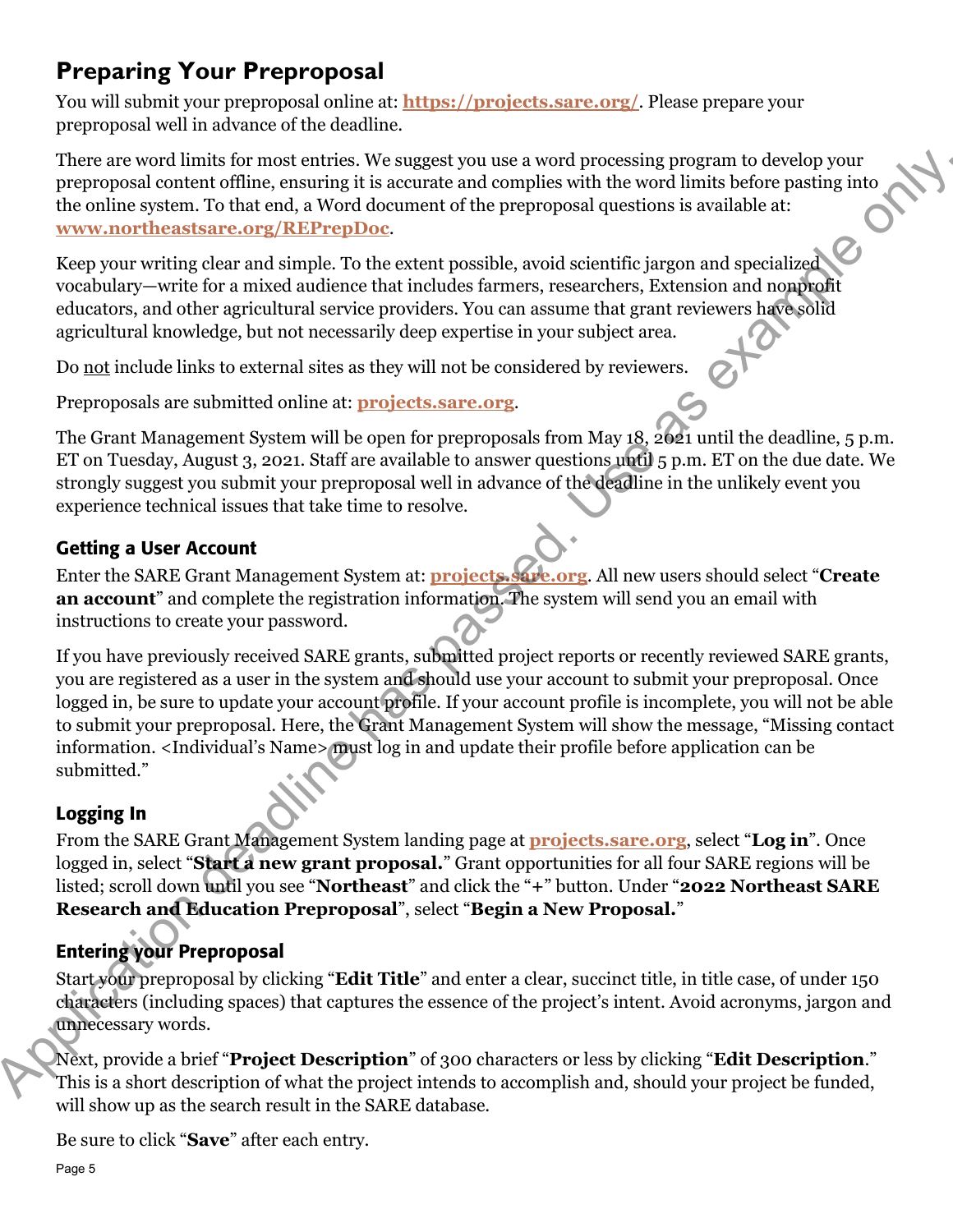## Preparing Your Preproposal

You will submit your preproposal online at: **https://projects.sare.org/**. Please prepare your preproposal well in advance of the deadline.

There are word limits for most entries. We suggest you use a word processing program to develop your preproposal content offline, ensuring it is accurate and complies with the word limits before pasting into the online system. To that end, a Word document of the preproposal questions is available at: **www.northeastsare.org/REPrepDoc**.

Keep your writing clear and simple. To the extent possible, avoid scientific jargon and specialized vocabulary—write for a mixed audience that includes farmers, researchers, Extension and nonprofit educators, and other agricultural service providers. You can assume that grant reviewers have solid agricultural knowledge, but not necessarily deep expertise in your subject area.

Do not include links to external sites as they will not be considered by reviewers.

Preproposals are submitted online at: **projects.sare.org**.

The Grant Management System will be open for preproposals from May 18, 2021 until the deadline, 5 p.m. ET on Tuesday, August 3, 2021. Staff are available to answer questions until 5 p.m. ET on the due date. We strongly suggest you submit your preproposal well in advance of the deadline in the unlikely event you experience technical issues that take time to resolve.

### Getting a User Account

Enter the SARE Grant Management System at: **projects.sare.org**. All new users should select "**Create an account**" and complete the registration information. The system will send you an email with instructions to create your password.

If you have previously received SARE grants, submitted project reports or recently reviewed SARE grants, you are registered as a user in the system and should use your account to submit your preproposal. Once logged in, be sure to update your account profile. If your account profile is incomplete, you will not be able to submit your preproposal. Here, the Grant Management System will show the message, "Missing contact information. <Individual's Name> must log in and update their profile before application can be submitted."

### Logging In

From the SARE Grant Management System landing page at **projects.sare.org**, select "**Log in**". Once logged in, select "**Start a new grant proposal.**" Grant opportunities for all four SARE regions will be listed; scroll down until you see "**Northeast**" and click the "+" button. Under "**2022 Northeast SARE Research and Education Preproposal**", select "**Begin a New Proposal.**"

### Entering your Preproposal

Start your preproposal by clicking "**Edit Title**" and enter a clear, succinct title, in title case, of under 150 characters (including spaces) that captures the essence of the project's intent. Avoid acronyms, jargon and unnecessary words.

Next, provide a brief "**Project Description**" of 300 characters or less by clicking "**Edit Description**." This is a short description of what the project intends to accomplish and, should your project be funded, will show up as the search result in the SARE database.

Be sure to click "**Save**" after each entry.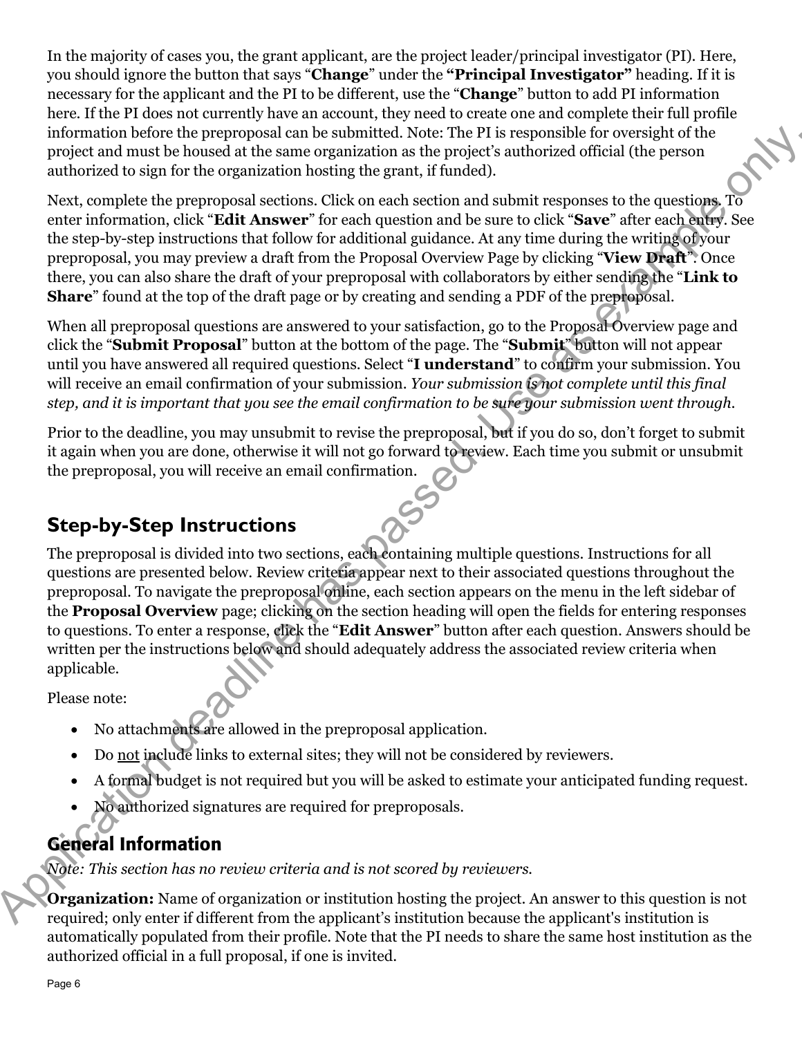In the majority of cases you, the grant applicant, are the project leader/principal investigator (PI). Here, you should ignore the button that says "**Change**" under the **"Principal Investigator"** heading. If it is necessary for the applicant and the PI to be different, use the "**Change**" button to add PI information here. If the PI does not currently have an account, they need to create one and complete their full profile information before the preproposal can be submitted. Note: The PI is responsible for oversight of the project and must be housed at the same organization as the project's authorized official (the person authorized to sign for the organization hosting the grant, if funded).

Next, complete the preproposal sections. Click on each section and submit responses to the questions. To enter information, click "**Edit Answer**" for each question and be sure to click "**Save**" after each entry. See the step-by-step instructions that follow for additional guidance. At any time during the writing of your preproposal, you may preview a draft from the Proposal Overview Page by clicking "**View Draft**". Once there, you can also share the draft of your preproposal with collaborators by either sending the "**Link to Share**" found at the top of the draft page or by creating and sending a PDF of the preproposal.

When all preproposal questions are answered to your satisfaction, go to the Proposal Overview page and click the "**Submit Proposal**" button at the bottom of the page. The "**Submit**" button will not appear until you have answered all required questions. Select "**I understand**" to confirm your submission. You will receive an email confirmation of your submission. *Your submission is not complete until this final step, and it is important that you see the email confirmation to be sure your submission went through.*

Prior to the deadline, you may unsubmit to revise the preproposal, but if you do so, don't forget to submit it again when you are done, otherwise it will not go forward to review. Each time you submit or unsubmit the preproposal, you will receive an email confirmation.

## Step-by-Step Instructions

The preproposal is divided into two sections, each containing multiple questions. Instructions for all questions are presented below. Review criteria appear next to their associated questions throughout the preproposal. To navigate the preproposal online, each section appears on the menu in the left sidebar of the **Proposal Overview** page; clicking on the section heading will open the fields for entering responses to questions. To enter a response, click the "**Edit Answer**" button after each question. Answers should be written per the instructions below and should adequately address the associated review criteria when applicable.

Please note:

- No attachments are allowed in the preproposal application.
- Do <u>not</u> include links to external sites; they will not be considered by reviewers.
- A formal budget is not required but you will be asked to estimate your anticipated funding request.
- No authorized signatures are required for preproposals.

### General Information

*Note: This section has no review criteria and is not scored by reviewers.*

**Organization:** Name of organization or institution hosting the project. An answer to this question is not required; only enter if different from the applicant's institution because the applicant's institution is automatically populated from their profile. Note that the PI needs to share the same host institution as the authorized official in a full proposal, if one is invited.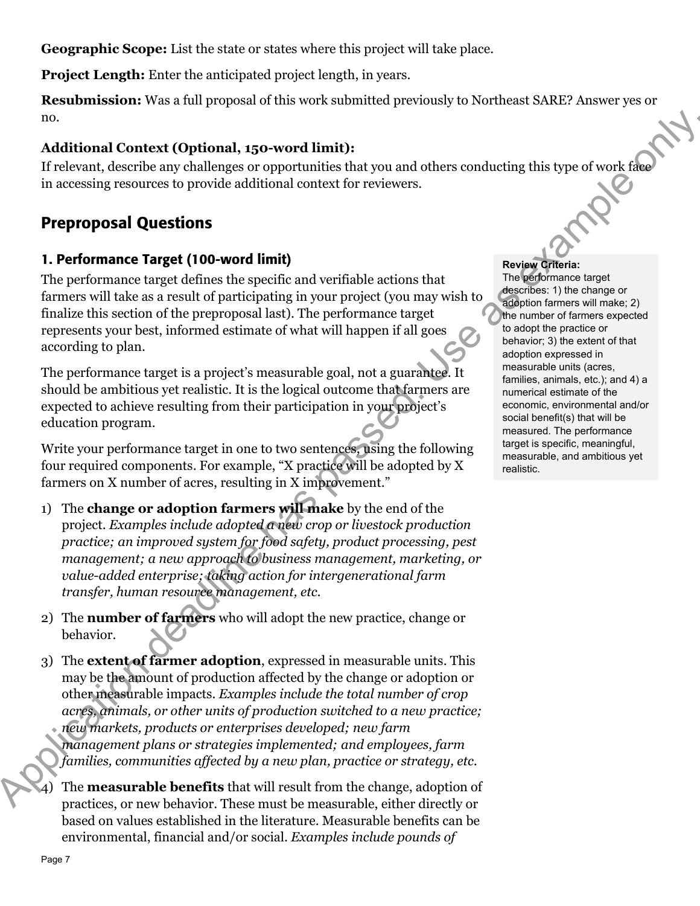**Geographic Scope:** List the state or states where this project will take place.

**Project Length:** Enter the anticipated project length, in years.

**Resubmission:** Was a full proposal of this work submitted previously to Northeast SARE? Answer yes or no.

**Additional Context (Optional, 150-word limit):**
If relevant, describe any challenges or opportunities that you and others conducting this type of work face in accessing resources to provide additional context for reviewers.

## Preproposal Questions

### 1. Performance Target (100-word limit)

The performance target defines the specific and verifiable actions that farmers will take as a result of participating in your project (you may wish to finalize this section of the preproposal last). The performance target represents your best, informed estimate of what will happen if all goes according to plan.

The performance target is a project's measurable goal, not a guarantee. It should be ambitious yet realistic. It is the logical outcome that farmers are expected to achieve resulting from their participation in your project's education program.

Write your performance target in one to two sentences, using the following four required components. For example, "X practice will be adopted by X farmers on X number of acres, resulting in X improvement."

1) The **change or adoption farmers will make** by the end of the project. *Examples include adopted a new crop or livestock production practice; an improved system for food safety, product processing, pest management; a new approach to business management, marketing, or value-added enterprise; taking action for intergenerational farm transfer, human resource management, etc.*
2) The **number of farmers** who will adopt the new practice, change or behavior.
3) The **extent of farmer adoption**, expressed in measurable units. This may be the amount of production affected by the change or adoption or other measurable impacts. *Examples include the total number of crop acres, animals, or other units of production switched to a new practice; new markets, products or enterprises developed; new farm management plans or strategies implemented; and employees, farm families, communities affected by a new plan, practice or strategy, etc.*
4) The **measurable benefits** that will result from the change, adoption of practices, or new behavior. These must be measurable, either directly or based on values established in the literature. Measurable benefits can be environmental, financial and/or social. *Examples include pounds of*

**Review Criteria:**
The performance target describes: 1) the change or adoption farmers will make; 2) the number of farmers expected to adopt the practice or behavior; 3) the extent of that adoption expressed in measurable units (acres, families, animals, etc.); and 4) a numerical estimate of the economic, environmental and/or social benefit(s) that will be measured. The performance target is specific, meaningful, measurable, and ambitious yet realistic.

Application deadline has passed. Use as example only.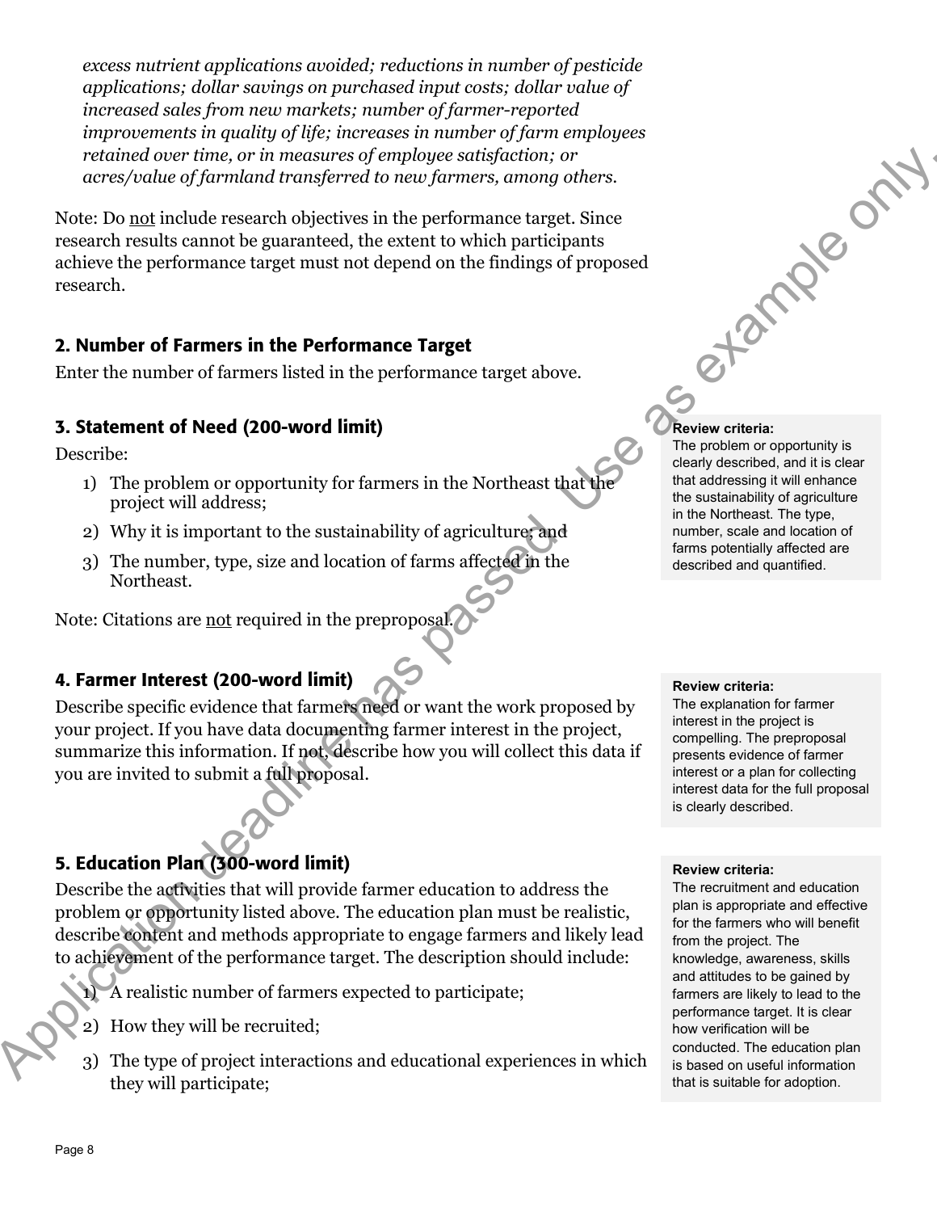*excess nutrient applications avoided; reductions in number of pesticide applications; dollar savings on purchased input costs; dollar value of increased sales from new markets; number of farmer-reported improvements in quality of life; increases in number of farm employees retained over time, or in measures of employee satisfaction; or acres/value of farmland transferred to new farmers, among others.*

Note: Do <u>not</u> include research objectives in the performance target. Since research results cannot be guaranteed, the extent to which participants achieve the performance target must not depend on the findings of proposed research.

## 2. Number of Farmers in the Performance Target

Enter the number of farmers listed in the performance target above.

## 3. Statement of Need (200-word limit)

Describe:

1) The problem or opportunity for farmers in the Northeast that the project will address;
2) Why it is important to the sustainability of agriculture; and
3) The number, type, size and location of farms affected in the Northeast.

Note: Citations are <u>not</u> required in the preproposal.

**Review criteria:**
The problem or opportunity is clearly described, and it is clear that addressing it will enhance the sustainability of agriculture in the Northeast. The type, number, scale and location of farms potentially affected are described and quantified.

## 4. Farmer Interest (200-word limit)

Describe specific evidence that farmers need or want the work proposed by your project. If you have data documenting farmer interest in the project, summarize this information. If not, describe how you will collect this data if you are invited to submit a full proposal.

**Review criteria:**
The explanation for farmer interest in the project is compelling. The preproposal presents evidence of farmer interest or a plan for collecting interest data for the full proposal is clearly described.

## 5. Education Plan (300-word limit)

Describe the activities that will provide farmer education to address the problem or opportunity listed above. The education plan must be realistic, describe content and methods appropriate to engage farmers and likely lead to achievement of the performance target. The description should include:

1) A realistic number of farmers expected to participate;
2) How they will be recruited;
3) The type of project interactions and educational experiences in which they will participate;

**Review criteria:**
The recruitment and education plan is appropriate and effective for the farmers who will benefit from the project. The knowledge, awareness, skills and attitudes to be gained by farmers are likely to lead to the performance target. It is clear how verification will be conducted. The education plan is based on useful information that is suitable for adoption.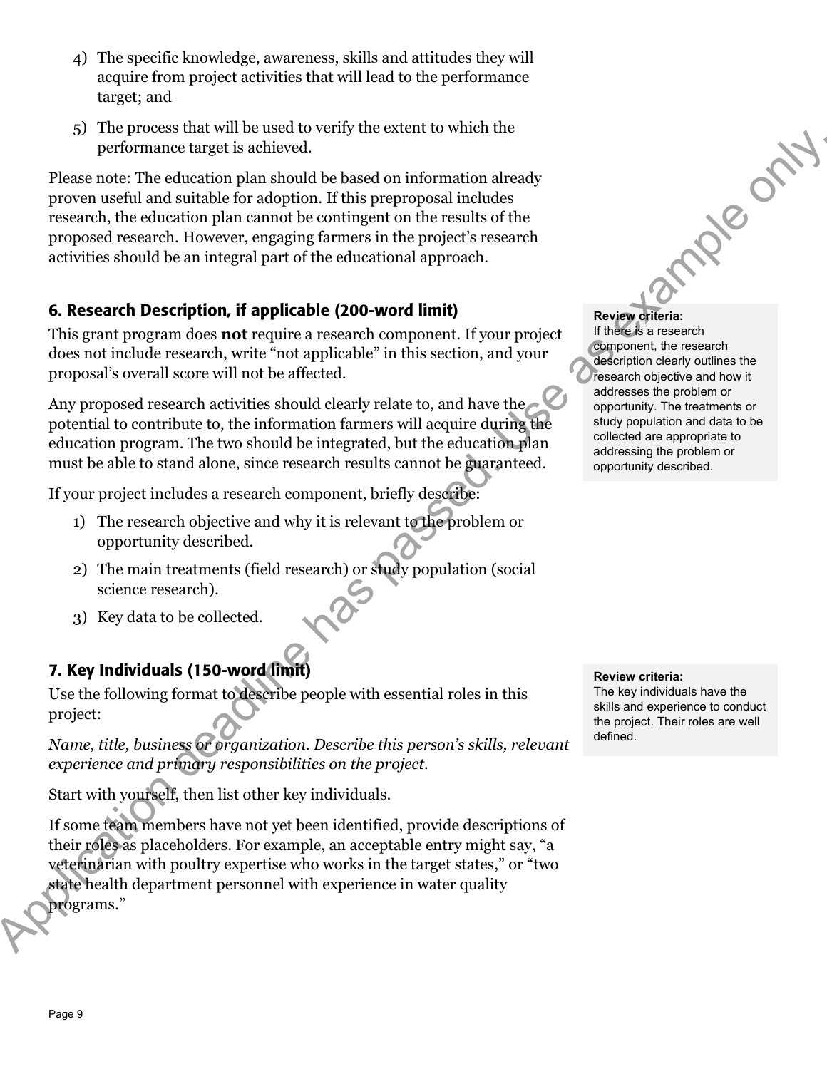4) The specific knowledge, awareness, skills and attitudes they will acquire from project activities that will lead to the performance target; and

5) The process that will be used to verify the extent to which the performance target is achieved.

Please note: The education plan should be based on information already proven useful and suitable for adoption. If this preproposal includes research, the education plan cannot be contingent on the results of the proposed research. However, engaging farmers in the project's research activities should be an integral part of the educational approach.

## 6. Research Description, if applicable (200-word limit)

**Review criteria:**
If there is a research component, the research description clearly outlines the research objective and how it addresses the problem or opportunity. The treatments or study population and data to be collected are appropriate to addressing the problem or opportunity described.

This grant program does **not** require a research component. If your project does not include research, write "not applicable" in this section, and your proposal's overall score will not be affected.

Any proposed research activities should clearly relate to, and have the potential to contribute to, the information farmers will acquire during the education program. The two should be integrated, but the education plan must be able to stand alone, since research results cannot be guaranteed.

If your project includes a research component, briefly describe:

1) The research objective and why it is relevant to the problem or opportunity described.
2) The main treatments (field research) or study population (social science research).
3) Key data to be collected.

## 7. Key Individuals (150-word limit)

**Review criteria:**
The key individuals have the skills and experience to conduct the project. Their roles are well defined.

Use the following format to describe people with essential roles in this project:

*Name, title, business or organization. Describe this person's skills, relevant experience and primary responsibilities on the project.*

Start with yourself, then list other key individuals.

If some team members have not yet been identified, provide descriptions of their roles as placeholders. For example, an acceptable entry might say, "a veterinarian with poultry expertise who works in the target states," or "two state health department personnel with experience in water quality programs."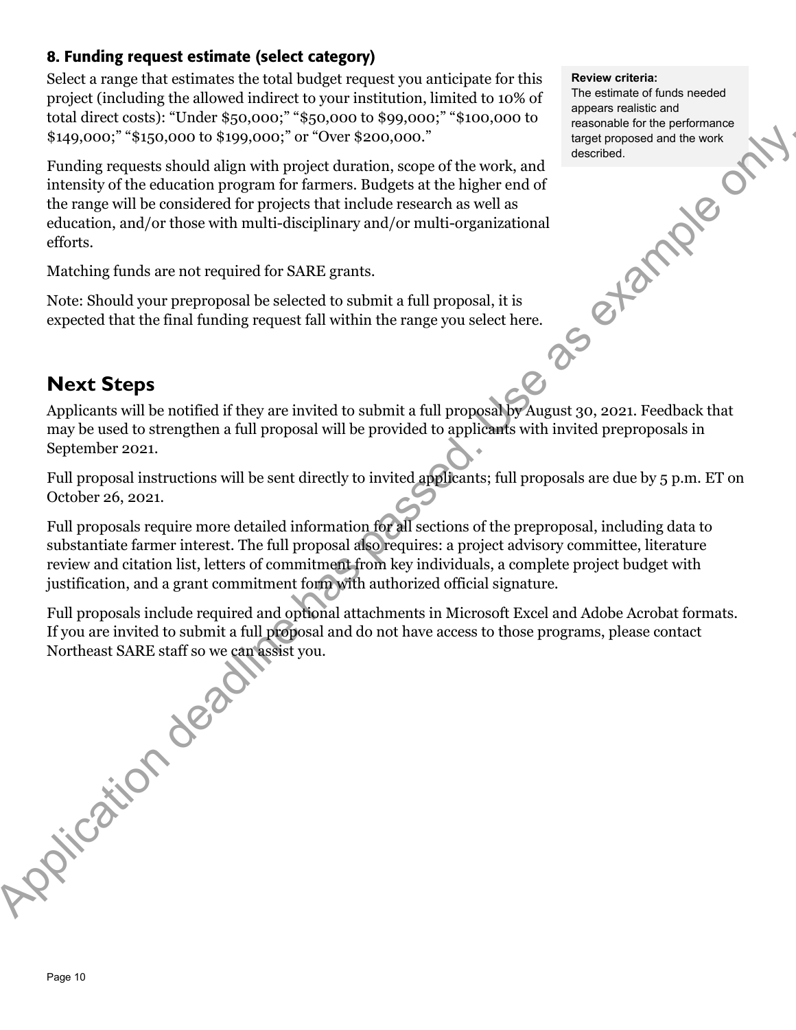### 8. Funding request estimate (select category)

Select a range that estimates the total budget request you anticipate for this project (including the allowed indirect to your institution, limited to 10% of total direct costs): "Under $50,000;" "$50,000 to $99,000;" "$100,000 to $149,000;" "$150,000 to $199,000;" or "Over $200,000."

Funding requests should align with project duration, scope of the work, and intensity of the education program for farmers. Budgets at the higher end of the range will be considered for projects that include research as well as education, and/or those with multi-disciplinary and/or multi-organizational efforts.

Matching funds are not required for SARE grants.

Note: Should your preproposal be selected to submit a full proposal, it is expected that the final funding request fall within the range you select here.

**Review criteria:**
The estimate of funds needed appears realistic and reasonable for the performance target proposed and the work described.

## Next Steps

Applicants will be notified if they are invited to submit a full proposal by August 30, 2021. Feedback that may be used to strengthen a full proposal will be provided to applicants with invited preproposals in September 2021.

Full proposal instructions will be sent directly to invited applicants; full proposals are due by 5 p.m. ET on October 26, 2021.

Full proposals require more detailed information for all sections of the preproposal, including data to substantiate farmer interest. The full proposal also requires: a project advisory committee, literature review and citation list, letters of commitment from key individuals, a complete project budget with justification, and a grant commitment form with authorized official signature.

Full proposals include required and optional attachments in Microsoft Excel and Adobe Acrobat formats. If you are invited to submit a full proposal and do not have access to those programs, please contact Northeast SARE staff so we can assist you.

Application deadline has passed. Use as example only.